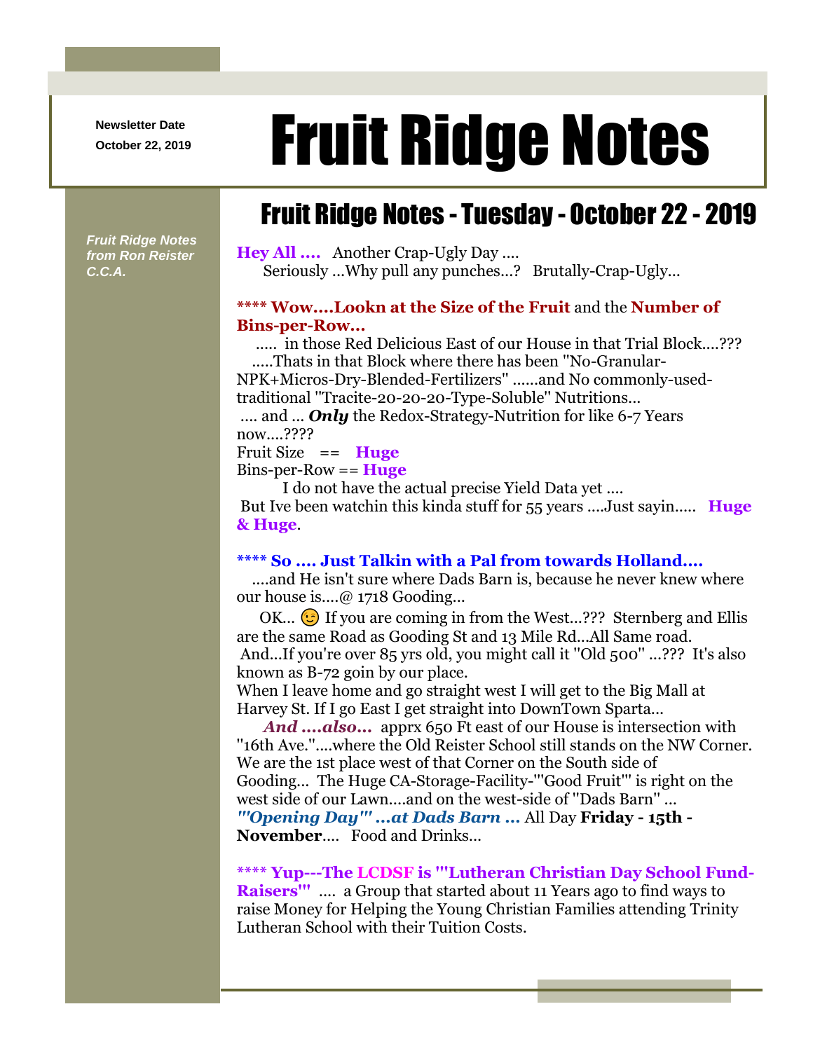Newsletter Date
October 22, 2019

# Fruit Ridge Notes

*Fruit Ridge Notes from Ron Reister C.C.A.*

## Fruit Ridge Notes - Tuesday - October 22 - 2019

**Hey All ....** Another Crap-Ugly Day ....
Seriously ...Why pull any punches...? Brutally-Crap-Ugly...

**\*\*\*\* Wow....Lookn at the Size of the Fruit** and the **Number of Bins-per-Row...**
..... in those Red Delicious East of our House in that Trial Block....???
.....Thats in that Block where there has been "No-Granular-NPK+Micros-Dry-Blended-Fertilizers" ......and No commonly-used-traditional "Tracite-20-20-20-Type-Soluble" Nutritions...
.... and ... ***Only*** the Redox-Strategy-Nutrition for like 6-7 Years now....????
Fruit Size == **Huge**
Bins-per-Row == **Huge**
I do not have the actual precise Yield Data yet ....
But Ive been watchin this kinda stuff for 55 years ....Just sayin..... **Huge & Huge**.

**\*\*\*\* So .... Just Talkin with a Pal from towards Holland....**
....and He isn't sure where Dads Barn is, because he never knew where our house is....@ 1718 Gooding...
OK... 😉 If you are coming in from the West...??? Sternberg and Ellis are the same Road as Gooding St and 13 Mile Rd...All Same road.
And...If you're over 85 yrs old, you might call it "Old 500" ...??? It's also known as B-72 goin by our place.
When I leave home and go straight west I will get to the Big Mall at Harvey St. If I go East I get straight into DownTown Sparta...
***And ....also...*** apprx 650 Ft east of our House is intersection with "16th Ave."....where the Old Reister School still stands on the NW Corner. We are the 1st place west of that Corner on the South side of Gooding... The Huge CA-Storage-Facility-"'Good Fruit"' is right on the west side of our Lawn....and on the west-side of "Dads Barn" ...
***"'Opening Day"' ...at Dads Barn ...*** All Day **Friday - 15th - November**.... Food and Drinks...

**\*\*\*\* Yup---The LCDSF is "'Lutheran Christian Day School Fund-Raisers"'** .... a Group that started about 11 Years ago to find ways to raise Money for Helping the Young Christian Families attending Trinity Lutheran School with their Tuition Costs.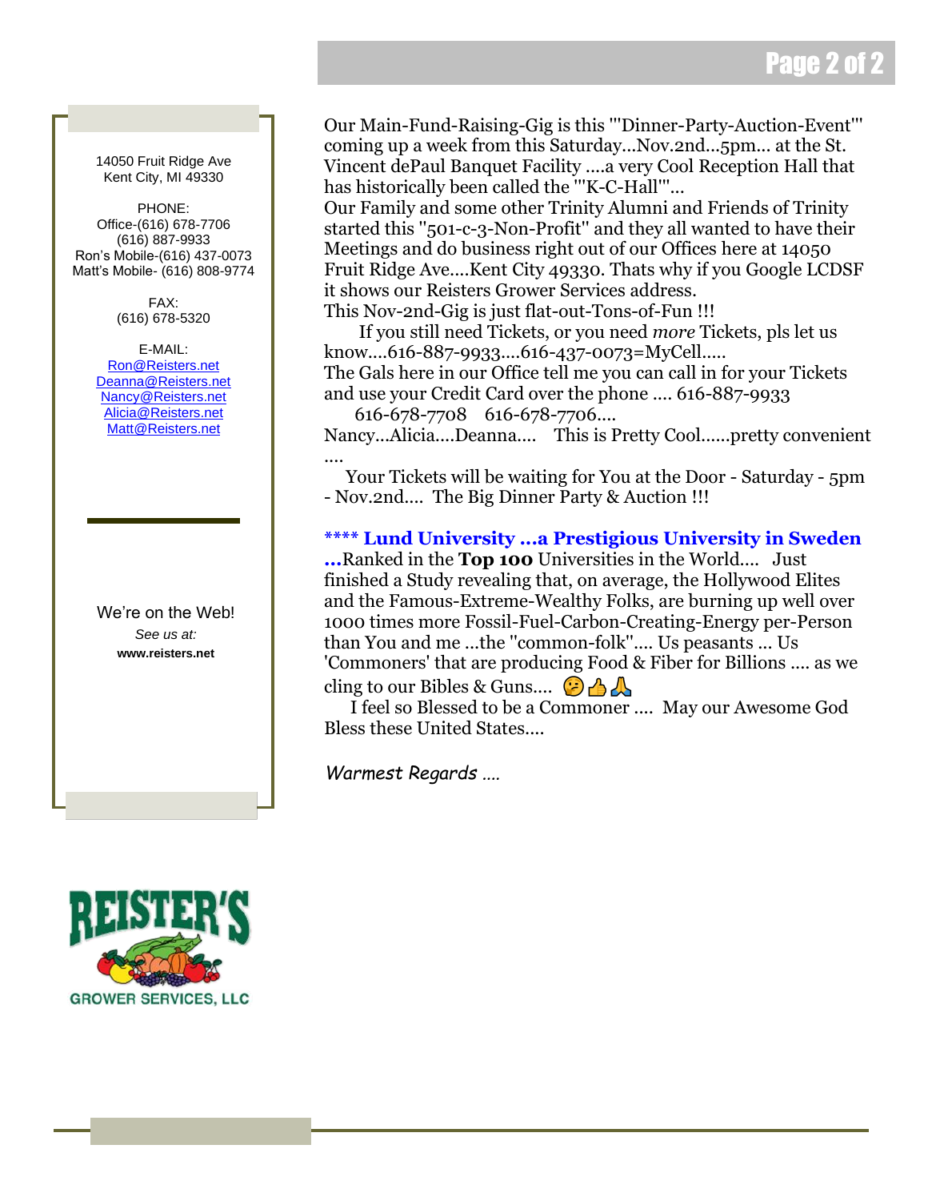14050 Fruit Ridge Ave
Kent City, MI 49330

PHONE:
Office-(616) 678-7706
(616) 887-9933
Ron's Mobile-(616) 437-0073
Matt's Mobile- (616) 808-9774

FAX:
(616) 678-5320

E-MAIL:
Ron@Reisters.net
Deanna@Reisters.net
Nancy@Reisters.net
Alicia@Reisters.net
Matt@Reisters.net

We're on the Web!
*See us at:*
**www.reisters.net**

Our Main-Fund-Raising-Gig is this '"Dinner-Party-Auction-Event"' coming up a week from this Saturday...Nov.2nd...5pm... at the St. Vincent dePaul Banquet Facility ....a very Cool Reception Hall that has historically been called the '"K-C-Hall"'...
Our Family and some other Trinity Alumni and Friends of Trinity started this "501-c-3-Non-Profit" and they all wanted to have their Meetings and do business right out of our Offices here at 14050 Fruit Ridge Ave....Kent City 49330. Thats why if you Google LCDSF it shows our Reisters Grower Services address.
This Nov-2nd-Gig is just flat-out-Tons-of-Fun !!!
If you still need Tickets, or you need *more* Tickets, pls let us know....616-887-9933....616-437-0073=MyCell.....
The Gals here in our Office tell me you can call in for your Tickets and use your Credit Card over the phone .... 616-887-9933
616-678-7708 616-678-7706....
Nancy...Alicia....Deanna.... This is Pretty Cool......pretty convenient ....
Your Tickets will be waiting for You at the Door - Saturday - 5pm - Nov.2nd.... The Big Dinner Party & Auction !!!

**\*\*\*\* Lund University ...a Prestigious University in Sweden ...**Ranked in the **Top 100** Universities in the World.... Just finished a Study revealing that, on average, the Hollywood Elites and the Famous-Extreme-Wealthy Folks, are burning up well over 1000 times more Fossil-Fuel-Carbon-Creating-Energy per-Person than You and me ...the "common-folk".... Us peasants ... Us 'Commoners' that are producing Food & Fiber for Billions .... as we cling to our Bibles & Guns.... 🤥👍🙏
I feel so Blessed to be a Commoner .... May our Awesome God Bless these United States....

*Warmest Regards ....*

REISTER'S
GROWER SERVICES, LLC